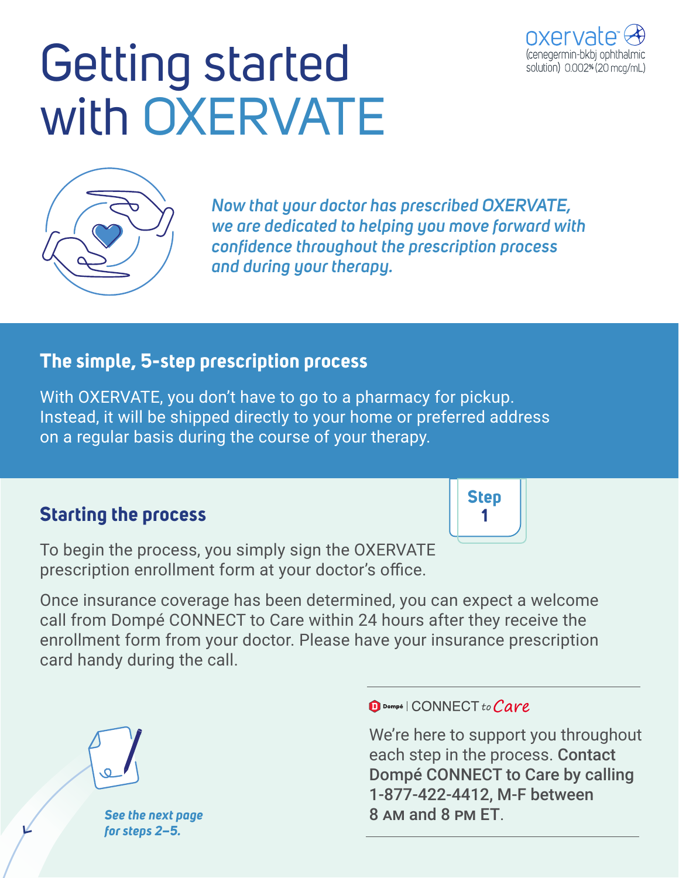# Getting started with OXERVATE

oxervate™ (cenegermin-bkbj ophthalmic solution) 0.002% (20 mcg/mL)

*Now that your doctor has prescribed OXERVATE, we are dedicated to helping you move forward with confidence throughout the prescription process and during your therapy.*

## The simple, 5-step prescription process

With OXERVATE, you don't have to go to a pharmacy for pickup. Instead, it will be shipped directly to your home or preferred address on a regular basis during the course of your therapy.

### Starting the process

**Step 1**

To begin the process, you simply sign the OXERVATE prescription enrollment form at your doctor's office.

Once insurance coverage has been determined, you can expect a welcome call from Dompé CONNECT to Care within 24 hours after they receive the enrollment form from your doctor. Please have your insurance prescription card handy during the call.

*See the next page for steps 2–5.*

Dompé | CONNECT to Care

We're here to support you throughout each step in the process. **Contact Dompé CONNECT to Care by calling 1-877-422-4412, M-F between 8 AM and 8 PM ET.**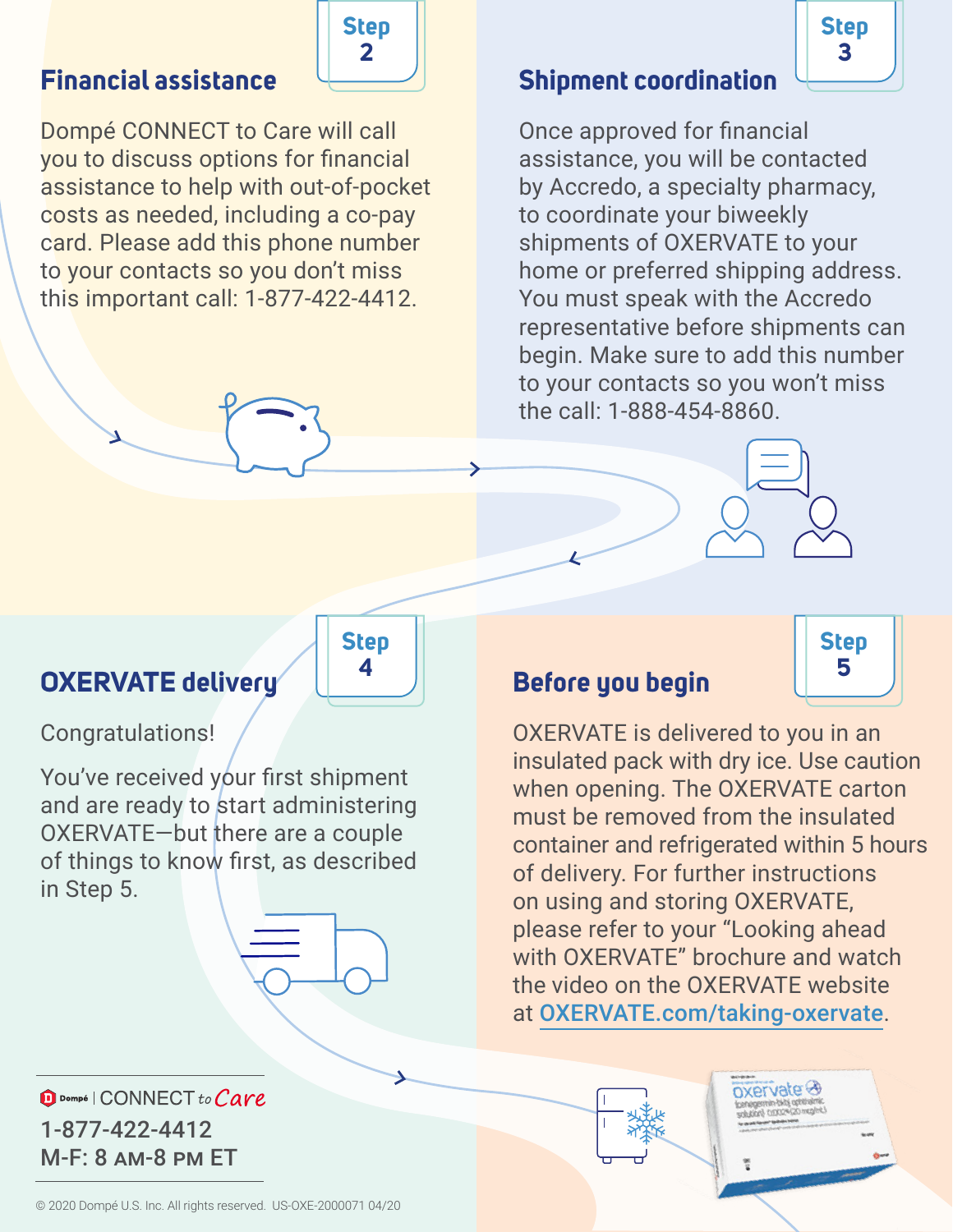## Step 2

### Financial assistance

Dompé CONNECT to Care will call you to discuss options for financial assistance to help with out-of-pocket costs as needed, including a co-pay card. Please add this phone number to your contacts so you don't miss this important call: 1-877-422-4412.

## Step 3

### Shipment coordination

Once approved for financial assistance, you will be contacted by Accredo, a specialty pharmacy, to coordinate your biweekly shipments of OXERVATE to your home or preferred shipping address. You must speak with the Accredo representative before shipments can begin. Make sure to add this number to your contacts so you won't miss the call: 1-888-454-8860.

## Step 4

### OXERVATE delivery

Congratulations!

You've received your first shipment and are ready to start administering OXERVATE—but there are a couple of things to know first, as described in Step 5.

## Step 5

### Before you begin

OXERVATE is delivered to you in an insulated pack with dry ice. Use caution when opening. The OXERVATE carton must be removed from the insulated container and refrigerated within 5 hours of delivery. For further instructions on using and storing OXERVATE, please refer to your "Looking ahead with OXERVATE" brochure and watch the video on the OXERVATE website at OXERVATE.com/taking-oxervate.

---

Dompé | CONNECT *to Care*

1-877-422-4412

M-F: 8 AM-8 PM ET

© 2020 Dompé U.S. Inc. All rights reserved. US-OXE-2000071 04/20